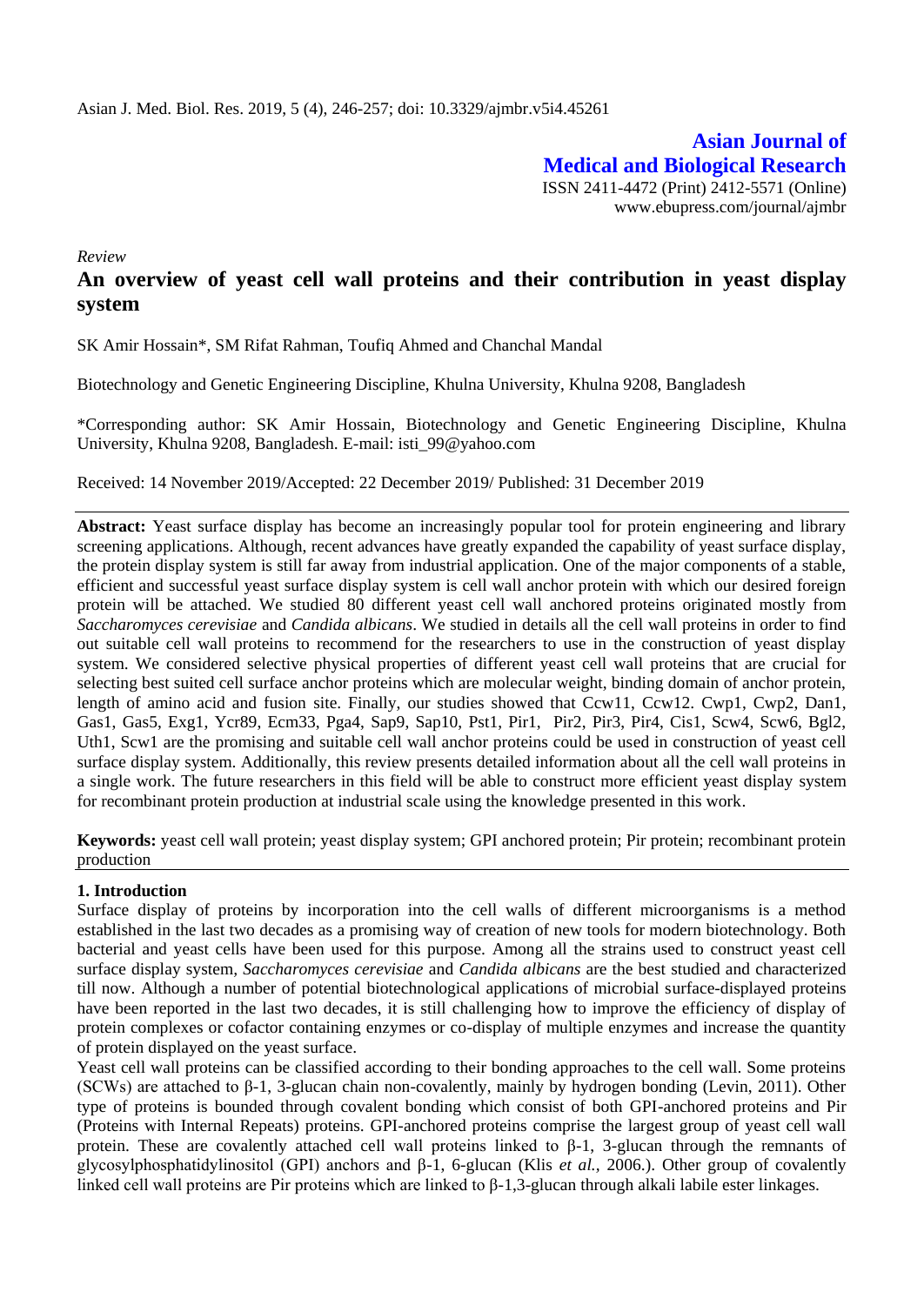**Asian Journal of Medical and Biological Research**
ISSN 2411-4472 (Print) 2412-5571 (Online)
www.ebupress.com/journal/ajmbr

*Review*

# An overview of yeast cell wall proteins and their contribution in yeast display system

SK Amir Hossain*, SM Rifat Rahman, Toufiq Ahmed and Chanchal Mandal

Biotechnology and Genetic Engineering Discipline, Khulna University, Khulna 9208, Bangladesh

*Corresponding author: SK Amir Hossain, Biotechnology and Genetic Engineering Discipline, Khulna University, Khulna 9208, Bangladesh. E-mail: isti_99@yahoo.com

Received: 14 November 2019/Accepted: 22 December 2019/ Published: 31 December 2019

**Abstract:** Yeast surface display has become an increasingly popular tool for protein engineering and library screening applications. Although, recent advances have greatly expanded the capability of yeast surface display, the protein display system is still far away from industrial application. One of the major components of a stable, efficient and successful yeast surface display system is cell wall anchor protein with which our desired foreign protein will be attached. We studied 80 different yeast cell wall anchored proteins originated mostly from *Saccharomyces cerevisiae* and *Candida albicans*. We studied in details all the cell wall proteins in order to find out suitable cell wall proteins to recommend for the researchers to use in the construction of yeast display system. We considered selective physical properties of different yeast cell wall proteins that are crucial for selecting best suited cell surface anchor proteins which are molecular weight, binding domain of anchor protein, length of amino acid and fusion site. Finally, our studies showed that Ccw11, Ccw12. Cwp1, Cwp2, Dan1, Gas1, Gas5, Exg1, Ycr89, Ecm33, Pga4, Sap9, Sap10, Pst1, Pir1, Pir2, Pir3, Pir4, Cis1, Scw4, Scw6, Bgl2, Uth1, Scw1 are the promising and suitable cell wall anchor proteins could be used in construction of yeast cell surface display system. Additionally, this review presents detailed information about all the cell wall proteins in a single work. The future researchers in this field will be able to construct more efficient yeast display system for recombinant protein production at industrial scale using the knowledge presented in this work.

**Keywords:** yeast cell wall protein; yeast display system; GPI anchored protein; Pir protein; recombinant protein production

## 1. Introduction

Surface display of proteins by incorporation into the cell walls of different microorganisms is a method established in the last two decades as a promising way of creation of new tools for modern biotechnology. Both bacterial and yeast cells have been used for this purpose. Among all the strains used to construct yeast cell surface display system, *Saccharomyces cerevisiae* and *Candida albicans* are the best studied and characterized till now. Although a number of potential biotechnological applications of microbial surface-displayed proteins have been reported in the last two decades, it is still challenging how to improve the efficiency of display of protein complexes or cofactor containing enzymes or co-display of multiple enzymes and increase the quantity of protein displayed on the yeast surface.

Yeast cell wall proteins can be classified according to their bonding approaches to the cell wall. Some proteins (SCWs) are attached to β-1, 3-glucan chain non-covalently, mainly by hydrogen bonding (Levin, 2011). Other type of proteins is bounded through covalent bonding which consist of both GPI-anchored proteins and Pir (Proteins with Internal Repeats) proteins. GPI-anchored proteins comprise the largest group of yeast cell wall protein. These are covalently attached cell wall proteins linked to β-1, 3-glucan through the remnants of glycosylphosphatidylinositol (GPI) anchors and β-1, 6-glucan (Klis *et al.,* 2006.). Other group of covalently linked cell wall proteins are Pir proteins which are linked to β-1,3-glucan through alkali labile ester linkages.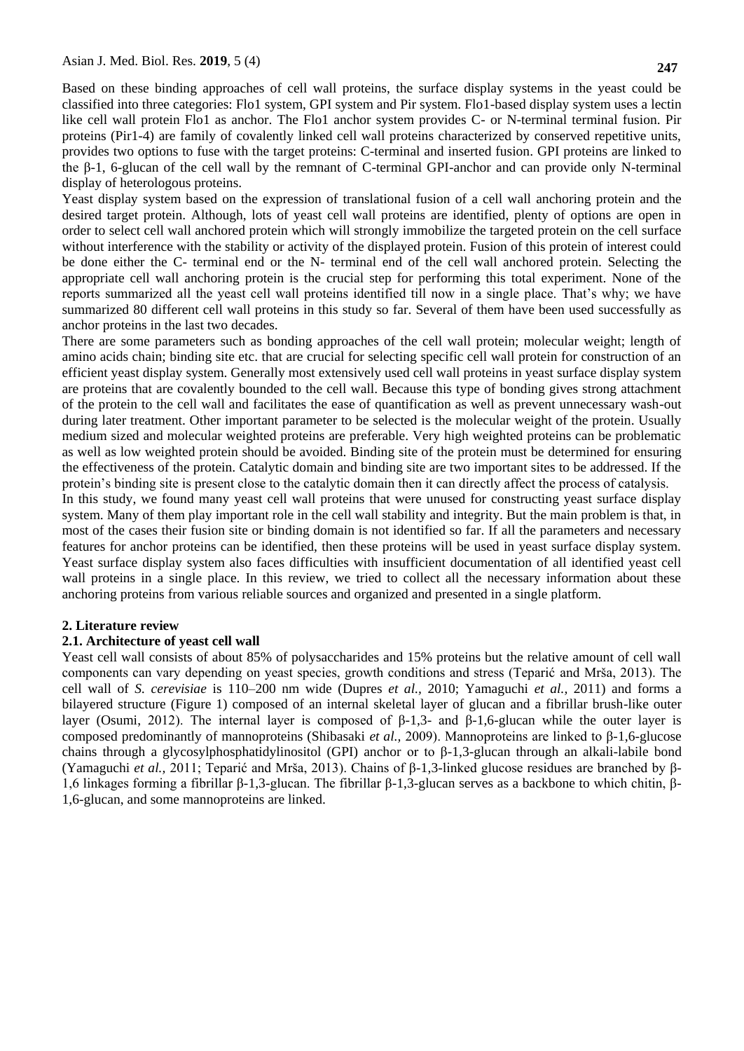Based on these binding approaches of cell wall proteins, the surface display systems in the yeast could be classified into three categories: Flo1 system, GPI system and Pir system. Flo1-based display system uses a lectin like cell wall protein Flo1 as anchor. The Flo1 anchor system provides C- or N-terminal terminal fusion. Pir proteins (Pir1-4) are family of covalently linked cell wall proteins characterized by conserved repetitive units, provides two options to fuse with the target proteins: C-terminal and inserted fusion. GPI proteins are linked to the β-1, 6-glucan of the cell wall by the remnant of C-terminal GPI-anchor and can provide only N-terminal display of heterologous proteins.

Yeast display system based on the expression of translational fusion of a cell wall anchoring protein and the desired target protein. Although, lots of yeast cell wall proteins are identified, plenty of options are open in order to select cell wall anchored protein which will strongly immobilize the targeted protein on the cell surface without interference with the stability or activity of the displayed protein. Fusion of this protein of interest could be done either the C- terminal end or the N- terminal end of the cell wall anchored protein. Selecting the appropriate cell wall anchoring protein is the crucial step for performing this total experiment. None of the reports summarized all the yeast cell wall proteins identified till now in a single place. That's why; we have summarized 80 different cell wall proteins in this study so far. Several of them have been used successfully as anchor proteins in the last two decades.

There are some parameters such as bonding approaches of the cell wall protein; molecular weight; length of amino acids chain; binding site etc. that are crucial for selecting specific cell wall protein for construction of an efficient yeast display system. Generally most extensively used cell wall proteins in yeast surface display system are proteins that are covalently bounded to the cell wall. Because this type of bonding gives strong attachment of the protein to the cell wall and facilitates the ease of quantification as well as prevent unnecessary wash-out during later treatment. Other important parameter to be selected is the molecular weight of the protein. Usually medium sized and molecular weighted proteins are preferable. Very high weighted proteins can be problematic as well as low weighted protein should be avoided. Binding site of the protein must be determined for ensuring the effectiveness of the protein. Catalytic domain and binding site are two important sites to be addressed. If the protein's binding site is present close to the catalytic domain then it can directly affect the process of catalysis.

In this study, we found many yeast cell wall proteins that were unused for constructing yeast surface display system. Many of them play important role in the cell wall stability and integrity. But the main problem is that, in most of the cases their fusion site or binding domain is not identified so far. If all the parameters and necessary features for anchor proteins can be identified, then these proteins will be used in yeast surface display system. Yeast surface display system also faces difficulties with insufficient documentation of all identified yeast cell wall proteins in a single place. In this review, we tried to collect all the necessary information about these anchoring proteins from various reliable sources and organized and presented in a single platform.

## 2. Literature review

### 2.1. Architecture of yeast cell wall

Yeast cell wall consists of about 85% of polysaccharides and 15% proteins but the relative amount of cell wall components can vary depending on yeast species, growth conditions and stress (Teparić and Mrša, 2013). The cell wall of *S. cerevisiae* is 110–200 nm wide (Dupres *et al.,* 2010; Yamaguchi *et al.,* 2011) and forms a bilayered structure (Figure 1) composed of an internal skeletal layer of glucan and a fibrillar brush-like outer layer (Osumi, 2012). The internal layer is composed of β-1,3- and β-1,6-glucan while the outer layer is composed predominantly of mannoproteins (Shibasaki *et al.,* 2009). Mannoproteins are linked to β-1,6-glucose chains through a glycosylphosphatidylinositol (GPI) anchor or to β-1,3-glucan through an alkali-labile bond (Yamaguchi *et al.,* 2011; Teparić and Mrša, 2013). Chains of β-1,3-linked glucose residues are branched by β-1,6 linkages forming a fibrillar β-1,3-glucan. The fibrillar β-1,3-glucan serves as a backbone to which chitin, β-1,6-glucan, and some mannoproteins are linked.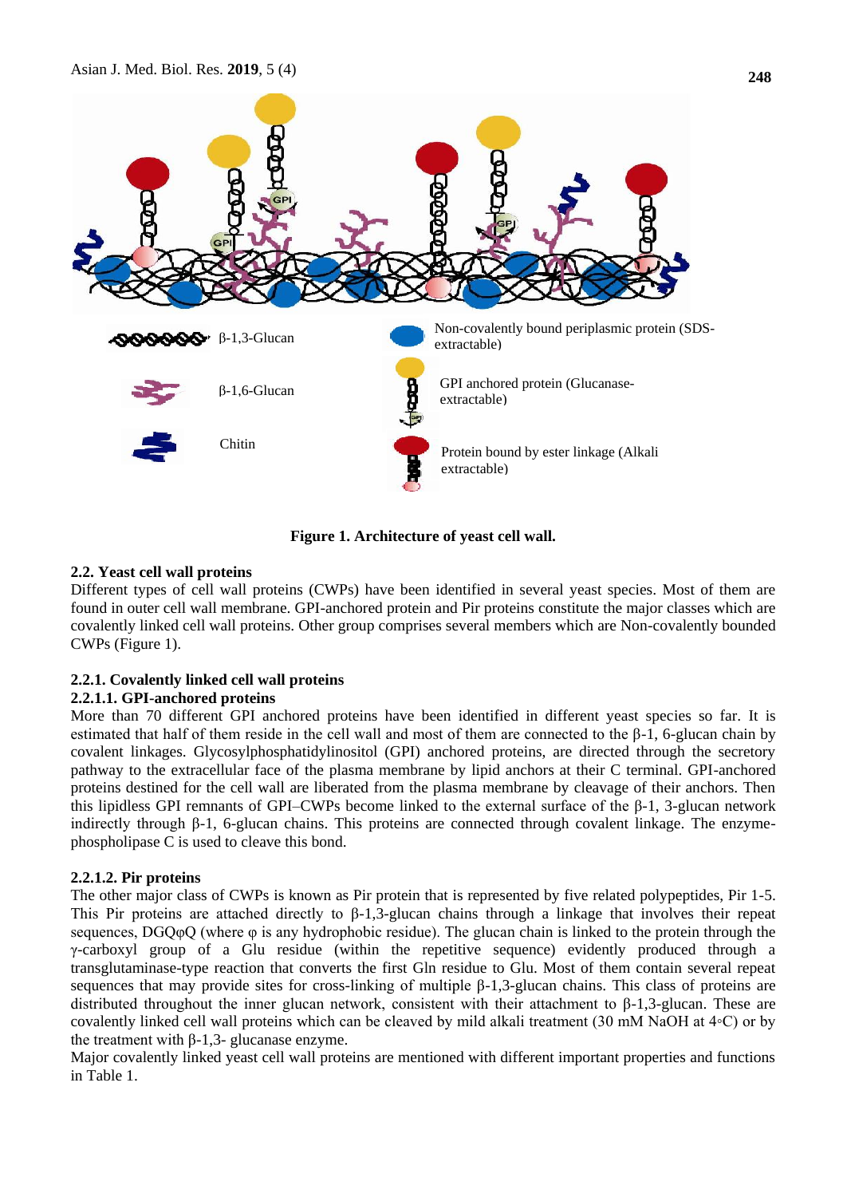**Figure 1. Architecture of yeast cell wall.**

### 2.2. Yeast cell wall proteins

Different types of cell wall proteins (CWPs) have been identified in several yeast species. Most of them are found in outer cell wall membrane. GPI-anchored protein and Pir proteins constitute the major classes which are covalently linked cell wall proteins. Other group comprises several members which are Non-covalently bounded CWPs (Figure 1).

### 2.2.1. Covalently linked cell wall proteins

#### 2.2.1.1. GPI-anchored proteins

More than 70 different GPI anchored proteins have been identified in different yeast species so far. It is estimated that half of them reside in the cell wall and most of them are connected to the β-1, 6-glucan chain by covalent linkages. Glycosylphosphatidylinositol (GPI) anchored proteins, are directed through the secretory pathway to the extracellular face of the plasma membrane by lipid anchors at their C terminal. GPI-anchored proteins destined for the cell wall are liberated from the plasma membrane by cleavage of their anchors. Then this lipidless GPI remnants of GPI–CWPs become linked to the external surface of the β-1, 3-glucan network indirectly through β-1, 6-glucan chains. This proteins are connected through covalent linkage. The enzyme-phospholipase C is used to cleave this bond.

#### 2.2.1.2. Pir proteins

The other major class of CWPs is known as Pir protein that is represented by five related polypeptides, Pir 1-5. This Pir proteins are attached directly to β-1,3-glucan chains through a linkage that involves their repeat sequences, DGQφQ (where φ is any hydrophobic residue). The glucan chain is linked to the protein through the γ-carboxyl group of a Glu residue (within the repetitive sequence) evidently produced through a transglutaminase-type reaction that converts the first Gln residue to Glu. Most of them contain several repeat sequences that may provide sites for cross-linking of multiple β-1,3-glucan chains. This class of proteins are distributed throughout the inner glucan network, consistent with their attachment to β-1,3-glucan. These are covalently linked cell wall proteins which can be cleaved by mild alkali treatment (30 mM NaOH at 4◦C) or by the treatment with β-1,3- glucanase enzyme.

Major covalently linked yeast cell wall proteins are mentioned with different important properties and functions in Table 1.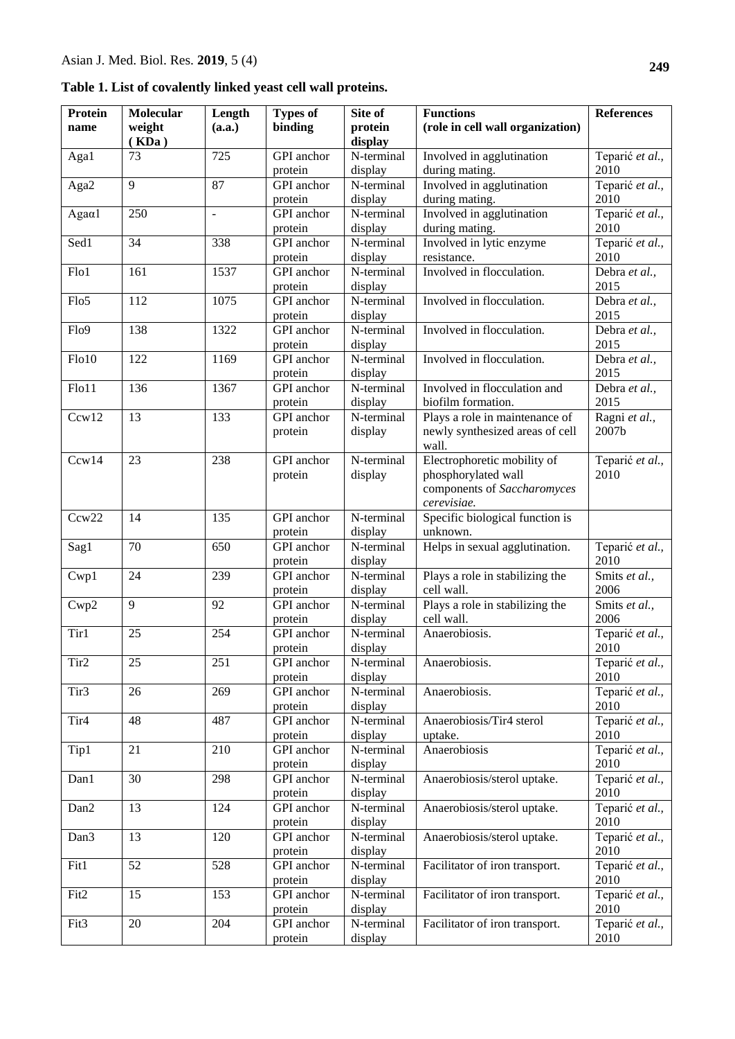**Table 1. List of covalently linked yeast cell wall proteins.**

| Protein name | Molecular weight (KDa) | Length (a.a.) | Types of binding | Site of protein display | Functions (role in cell wall organization) | References |
|---|---|---|---|---|---|---|
| Aga1 | 73 | 725 | GPI anchor protein | N-terminal display | Involved in agglutination during mating. | Teparić *et al.,* 2010 |
| Aga2 | 9 | 87 | GPI anchor protein | N-terminal display | Involved in agglutination during mating. | Teparić *et al.,* 2010 |
| Agaα1 | 250 | - | GPI anchor protein | N-terminal display | Involved in agglutination during mating. | Teparić *et al.,* 2010 |
| Sed1 | 34 | 338 | GPI anchor protein | N-terminal display | Involved in lytic enzyme resistance. | Teparić *et al.,* 2010 |
| Flo1 | 161 | 1537 | GPI anchor protein | N-terminal display | Involved in flocculation. | Debra *et al.,* 2015 |
| Flo5 | 112 | 1075 | GPI anchor protein | N-terminal display | Involved in flocculation. | Debra *et al.,* 2015 |
| Flo9 | 138 | 1322 | GPI anchor protein | N-terminal display | Involved in flocculation. | Debra *et al.,* 2015 |
| Flo10 | 122 | 1169 | GPI anchor protein | N-terminal display | Involved in flocculation. | Debra *et al.,* 2015 |
| Flo11 | 136 | 1367 | GPI anchor protein | N-terminal display | Involved in flocculation and biofilm formation. | Debra *et al.,* 2015 |
| Ccw12 | 13 | 133 | GPI anchor protein | N-terminal display | Plays a role in maintenance of newly synthesized areas of cell wall. | Ragni *et al.,* 2007b |
| Ccw14 | 23 | 238 | GPI anchor protein | N-terminal display | Electrophoretic mobility of phosphorylated wall components of *Saccharomyces cerevisiae.* | Teparić *et al.,* 2010 |
| Ccw22 | 14 | 135 | GPI anchor protein | N-terminal display | Specific biological function is unknown. | |
| Sag1 | 70 | 650 | GPI anchor protein | N-terminal display | Helps in sexual agglutination. | Teparić *et al.,* 2010 |
| Cwp1 | 24 | 239 | GPI anchor protein | N-terminal display | Plays a role in stabilizing the cell wall. | Smits *et al.,* 2006 |
| Cwp2 | 9 | 92 | GPI anchor protein | N-terminal display | Plays a role in stabilizing the cell wall. | Smits *et al.,* 2006 |
| Tir1 | 25 | 254 | GPI anchor protein | N-terminal display | Anaerobiosis. | Teparić *et al.,* 2010 |
| Tir2 | 25 | 251 | GPI anchor protein | N-terminal display | Anaerobiosis. | Teparić *et al.,* 2010 |
| Tir3 | 26 | 269 | GPI anchor protein | N-terminal display | Anaerobiosis. | Teparić *et al.,* 2010 |
| Tir4 | 48 | 487 | GPI anchor protein | N-terminal display | Anaerobiosis/Tir4 sterol uptake. | Teparić *et al.,* 2010 |
| Tip1 | 21 | 210 | GPI anchor protein | N-terminal display | Anaerobiosis | Teparić *et al.,* 2010 |
| Dan1 | 30 | 298 | GPI anchor protein | N-terminal display | Anaerobiosis/sterol uptake. | Teparić *et al.,* 2010 |
| Dan2 | 13 | 124 | GPI anchor protein | N-terminal display | Anaerobiosis/sterol uptake. | Teparić *et al.,* 2010 |
| Dan3 | 13 | 120 | GPI anchor protein | N-terminal display | Anaerobiosis/sterol uptake. | Teparić *et al.,* 2010 |
| Fit1 | 52 | 528 | GPI anchor protein | N-terminal display | Facilitator of iron transport. | Teparić *et al.,* 2010 |
| Fit2 | 15 | 153 | GPI anchor protein | N-terminal display | Facilitator of iron transport. | Teparić *et al.,* 2010 |
| Fit3 | 20 | 204 | GPI anchor protein | N-terminal display | Facilitator of iron transport. | Teparić *et al.,* 2010 |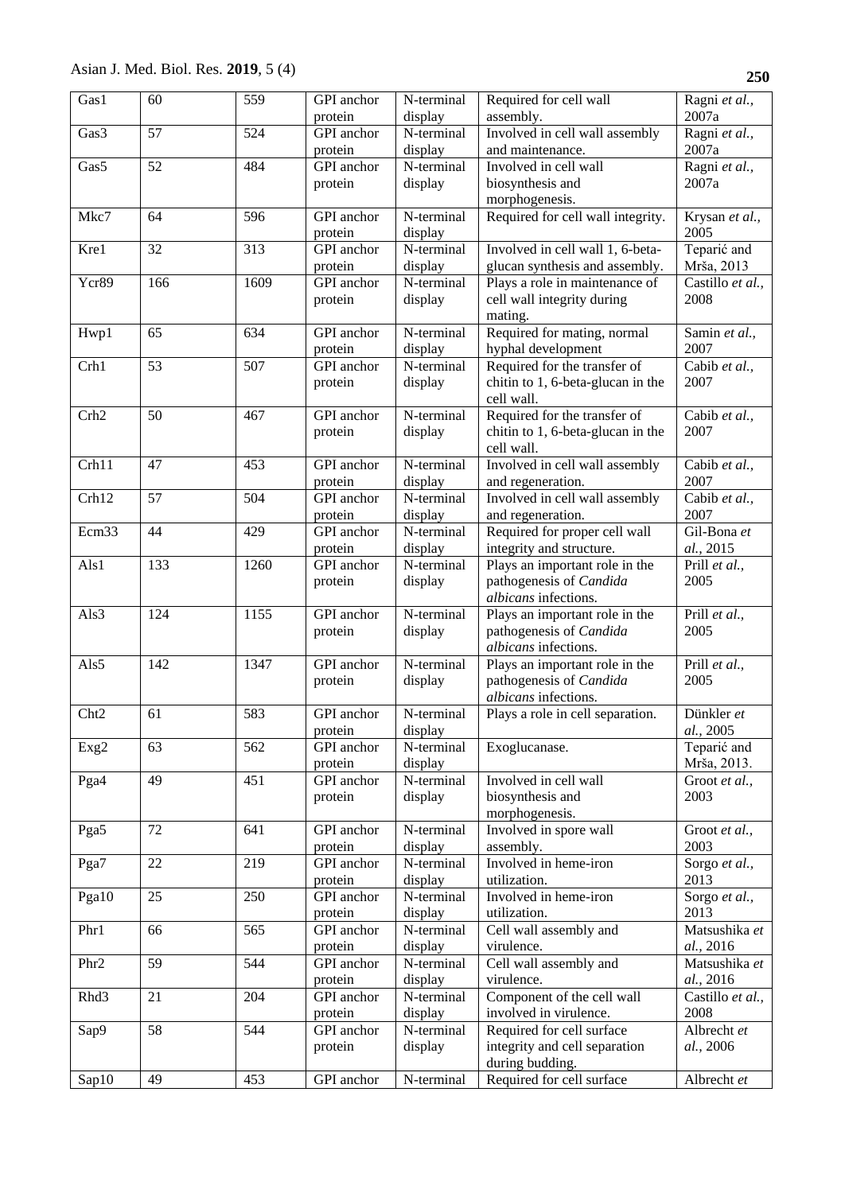| Gas1 | 60 | 559 | GPI anchor protein | N-terminal display | Required for cell wall assembly. | Ragni *et al.*, 2007a |
|---|---|---|---|---|---|---|
| Gas3 | 57 | 524 | GPI anchor protein | N-terminal display | Involved in cell wall assembly and maintenance. | Ragni *et al.*, 2007a |
| Gas5 | 52 | 484 | GPI anchor protein | N-terminal display | Involved in cell wall biosynthesis and morphogenesis. | Ragni *et al.*, 2007a |
| Mkc7 | 64 | 596 | GPI anchor protein | N-terminal display | Required for cell wall integrity. | Krysan *et al.*, 2005 |
| Kre1 | 32 | 313 | GPI anchor protein | N-terminal display | Involved in cell wall 1, 6-beta-glucan synthesis and assembly. | Teparić and Mrša, 2013 |
| Ycr89 | 166 | 1609 | GPI anchor protein | N-terminal display | Plays a role in maintenance of cell wall integrity during mating. | Castillo *et al.*, 2008 |
| Hwp1 | 65 | 634 | GPI anchor protein | N-terminal display | Required for mating, normal hyphal development | Samin *et al.*, 2007 |
| Crh1 | 53 | 507 | GPI anchor protein | N-terminal display | Required for the transfer of chitin to 1, 6-beta-glucan in the cell wall. | Cabib *et al.*, 2007 |
| Crh2 | 50 | 467 | GPI anchor protein | N-terminal display | Required for the transfer of chitin to 1, 6-beta-glucan in the cell wall. | Cabib *et al.*, 2007 |
| Crh11 | 47 | 453 | GPI anchor protein | N-terminal display | Involved in cell wall assembly and regeneration. | Cabib *et al.*, 2007 |
| Crh12 | 57 | 504 | GPI anchor protein | N-terminal display | Involved in cell wall assembly and regeneration. | Cabib *et al.*, 2007 |
| Ecm33 | 44 | 429 | GPI anchor protein | N-terminal display | Required for proper cell wall integrity and structure. | Gil-Bona *et al.*, 2015 |
| Als1 | 133 | 1260 | GPI anchor protein | N-terminal display | Plays an important role in the pathogenesis of *Candida albicans* infections. | Prill *et al.*, 2005 |
| Als3 | 124 | 1155 | GPI anchor protein | N-terminal display | Plays an important role in the pathogenesis of *Candida albicans* infections. | Prill *et al.*, 2005 |
| Als5 | 142 | 1347 | GPI anchor protein | N-terminal display | Plays an important role in the pathogenesis of *Candida albicans* infections. | Prill *et al.*, 2005 |
| Cht2 | 61 | 583 | GPI anchor protein | N-terminal display | Plays a role in cell separation. | Dünkler *et al.*, 2005 |
| Exg2 | 63 | 562 | GPI anchor protein | N-terminal display | Exoglucanase. | Teparić and Mrša, 2013. |
| Pga4 | 49 | 451 | GPI anchor protein | N-terminal display | Involved in cell wall biosynthesis and morphogenesis. | Groot *et al.*, 2003 |
| Pga5 | 72 | 641 | GPI anchor protein | N-terminal display | Involved in spore wall assembly. | Groot *et al.*, 2003 |
| Pga7 | 22 | 219 | GPI anchor protein | N-terminal display | Involved in heme-iron utilization. | Sorgo *et al.*, 2013 |
| Pga10 | 25 | 250 | GPI anchor protein | N-terminal display | Involved in heme-iron utilization. | Sorgo *et al.*, 2013 |
| Phr1 | 66 | 565 | GPI anchor protein | N-terminal display | Cell wall assembly and virulence. | Matsushika *et al.*, 2016 |
| Phr2 | 59 | 544 | GPI anchor protein | N-terminal display | Cell wall assembly and virulence. | Matsushika *et al.*, 2016 |
| Rhd3 | 21 | 204 | GPI anchor protein | N-terminal display | Component of the cell wall involved in virulence. | Castillo *et al.*, 2008 |
| Sap9 | 58 | 544 | GPI anchor protein | N-terminal display | Required for cell surface integrity and cell separation during budding. | Albrecht *et al.*, 2006 |
| Sap10 | 49 | 453 | GPI anchor | N-terminal | Required for cell surface | Albrecht *et* |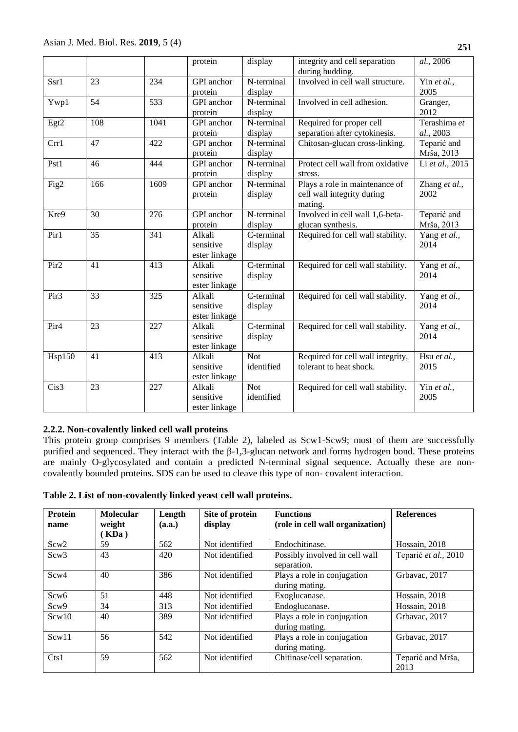| | | | protein | display | integrity and cell separation during budding. | *al.*, 2006 |
|---|---|---|---|---|---|---|
| Ssr1 | 23 | 234 | GPI anchor protein | N-terminal display | Involved in cell wall structure. | Yin *et al.*, 2005 |
| Ywp1 | 54 | 533 | GPI anchor protein | N-terminal display | Involved in cell adhesion. | Granger, 2012 |
| Egt2 | 108 | 1041 | GPI anchor protein | N-terminal display | Required for proper cell separation after cytokinesis. | Terashima *et al.*, 2003 |
| Crr1 | 47 | 422 | GPI anchor protein | N-terminal display | Chitosan-glucan cross-linking. | Teparić and Mrša, 2013 |
| Pst1 | 46 | 444 | GPI anchor protein | N-terminal display | Protect cell wall from oxidative stress. | Li *et al.*, 2015 |
| Fig2 | 166 | 1609 | GPI anchor protein | N-terminal display | Plays a role in maintenance of cell wall integrity during mating. | Zhang *et al.*, 2002 |
| Kre9 | 30 | 276 | GPI anchor protein | N-terminal display | Involved in cell wall 1,6-beta-glucan synthesis. | Teparić and Mrša, 2013 |
| Pir1 | 35 | 341 | Alkali sensitive ester linkage | C-terminal display | Required for cell wall stability. | Yang *et al.*, 2014 |
| Pir2 | 41 | 413 | Alkali sensitive ester linkage | C-terminal display | Required for cell wall stability. | Yang *et al.*, 2014 |
| Pir3 | 33 | 325 | Alkali sensitive ester linkage | C-terminal display | Required for cell wall stability. | Yang *et al.*, 2014 |
| Pir4 | 23 | 227 | Alkali sensitive ester linkage | C-terminal display | Required for cell wall stability. | Yang *et al.*, 2014 |
| Hsp150 | 41 | 413 | Alkali sensitive ester linkage | Not identified | Required for cell wall integrity, tolerant to heat shock. | Hsu *et al.*, 2015 |
| Cis3 | 23 | 227 | Alkali sensitive ester linkage | Not identified | Required for cell wall stability. | Yin *et al.*, 2005 |

#### 2.2.2. Non-covalently linked cell wall proteins

This protein group comprises 9 members (Table 2), labeled as Scw1-Scw9; most of them are successfully purified and sequenced. They interact with the β-1,3-glucan network and forms hydrogen bond. These proteins are mainly O-glycosylated and contain a predicted N-terminal signal sequence. Actually these are non-covalently bounded proteins. SDS can be used to cleave this type of non- covalent interaction.

**Table 2. List of non-covalently linked yeast cell wall proteins.**

| Protein name | Molecular weight ( KDa ) | Length (a.a.) | Site of protein display | Functions (role in cell wall organization) | References |
|---|---|---|---|---|---|
| Scw2 | 59 | 562 | Not identified | Endochitinase. | Hossain, 2018 |
| Scw3 | 43 | 420 | Not identified | Possibly involved in cell wall separation. | Teparić *et al.*, 2010 |
| Scw4 | 40 | 386 | Not identified | Plays a role in conjugation during mating. | Grbavac, 2017 |
| Scw6 | 51 | 448 | Not identified | Exoglucanase. | Hossain, 2018 |
| Scw9 | 34 | 313 | Not identified | Endoglucanase. | Hossain, 2018 |
| Scw10 | 40 | 389 | Not identified | Plays a role in conjugation during mating. | Grbavac, 2017 |
| Scw11 | 56 | 542 | Not identified | Plays a role in conjugation during mating. | Grbavac, 2017 |
| Cts1 | 59 | 562 | Not identified | Chitinase/cell separation. | Teparić and Mrša, 2013 |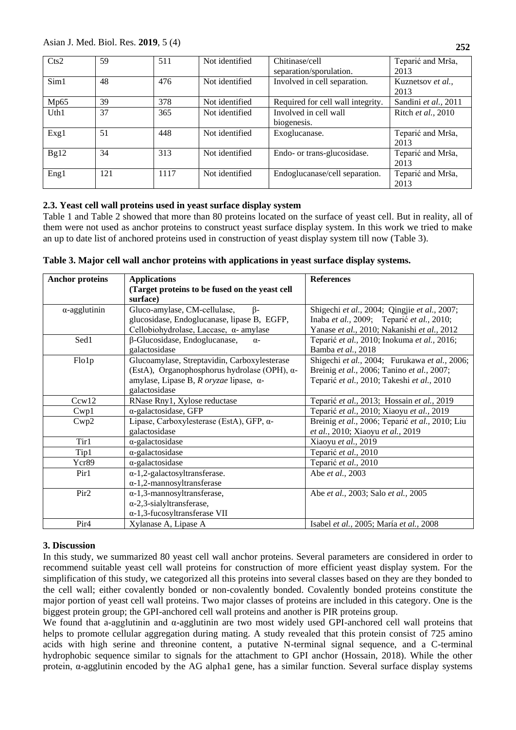| Cts2 | 59 | 511 | Not identified | Chitinase/cell separation/sporulation. | Teparić and Mrša, 2013 |
|---|---|---|---|---|---|
| Sim1 | 48 | 476 | Not identified | Involved in cell separation. | Kuznetsov *et al.,* 2013 |
| Mp65 | 39 | 378 | Not identified | Required for cell wall integrity. | Sandini *et al.,* 2011 |
| Uth1 | 37 | 365 | Not identified | Involved in cell wall biogenesis. | Ritch *et al.,* 2010 |
| Exg1 | 51 | 448 | Not identified | Exoglucanase. | Teparić and Mrša, 2013 |
| Bg12 | 34 | 313 | Not identified | Endo- or trans-glucosidase. | Teparić and Mrša, 2013 |
| Eng1 | 121 | 1117 | Not identified | Endoglucanase/cell separation. | Teparić and Mrša, 2013 |

### 2.3. Yeast cell wall proteins used in yeast surface display system

Table 1 and Table 2 showed that more than 80 proteins located on the surface of yeast cell. But in reality, all of them were not used as anchor proteins to construct yeast surface display system. In this work we tried to make an up to date list of anchored proteins used in construction of yeast display system till now (Table 3).

**Table 3. Major cell wall anchor proteins with applications in yeast surface display systems.**

| **Anchor proteins** | **Applications (Target proteins to be fused on the yeast cell surface)** | **References** |
|---|---|---|
| α-agglutinin | Gluco-amylase, CM-cellulase, β-glucosidase, Endoglucanase, lipase B, EGFP, Cellobiohydrolase, Laccase, α- amylase | Shigechi *et al.,* 2004; Qingjie *et al.,* 2007; Inaba *et al.,* 2009; Teparić *et al.,* 2010; Yanase *et al.,* 2010; Nakanishi *et al.,* 2012 |
| Sed1 | β-Glucosidase, Endoglucanase, α-galactosidase | Teparić *et al.,* 2010; Inokuma *et al.,* 2016; Bamba *et al.,* 2018 |
| Flo1p | Glucoamylase, Streptavidin, Carboxylesterase (EstA), Organophosphorus hydrolase (OPH), α-amylase, Lipase B, *R oryzae* lipase, α-galactosidase | Shigechi *et al.,* 2004; Furukawa *et al.,* 2006; Breinig *et al.,* 2006; Tanino *et al.,* 2007; Teparić *et al.,* 2010; Takeshi *et al.,* 2010 |
| Ccw12 | RNase Rny1, Xylose reductase | Teparić *et al.,* 2013; Hossain *et al.,* 2019 |
| Cwp1 | α-galactosidase, GFP | Teparić *et al.,* 2010; Xiaoyu *et al.,* 2019 |
| Cwp2 | Lipase, Carboxylesterase (EstA), GFP, α-galactosidase | Breinig *et al.,* 2006; Teparić *et al.,* 2010; Liu *et al.,* 2010; Xiaoyu *et al.,* 2019 |
| Tir1 | α-galactosidase | Xiaoyu *et al.,* 2019 |
| Tip1 | α-galactosidase | Teparić *et al.,* 2010 |
| Ycr89 | α-galactosidase | Teparić *et al.,* 2010 |
| Pir1 | α-1,2-galactosyltransferase. α-1,2-mannosyltransferase | Abe *et al.,* 2003 |
| Pir2 | α-1,3-mannosyltransferase, α-2,3-sialyltransferase, α-1,3-fucosyltransferase VII | Abe *et al.,* 2003; Salo *et al.,* 2005 |
| Pir4 | Xylanase A, Lipase A | Isabel *et al.,* 2005; María *et al.,* 2008 |

## 3. Discussion

In this study, we summarized 80 yeast cell wall anchor proteins. Several parameters are considered in order to recommend suitable yeast cell wall proteins for construction of more efficient yeast display system. For the simplification of this study, we categorized all this proteins into several classes based on they are they bonded to the cell wall; either covalently bonded or non-covalently bonded. Covalently bonded proteins constitute the major portion of yeast cell wall proteins. Two major classes of proteins are included in this category. One is the biggest protein group; the GPI-anchored cell wall proteins and another is PIR proteins group.

We found that a-agglutinin and α-agglutinin are two most widely used GPI-anchored cell wall proteins that helps to promote cellular aggregation during mating. A study revealed that this protein consist of 725 amino acids with high serine and threonine content, a putative N-terminal signal sequence, and a C-terminal hydrophobic sequence similar to signals for the attachment to GPI anchor (Hossain, 2018). While the other protein, α-agglutinin encoded by the AG alpha1 gene, has a similar function. Several surface display systems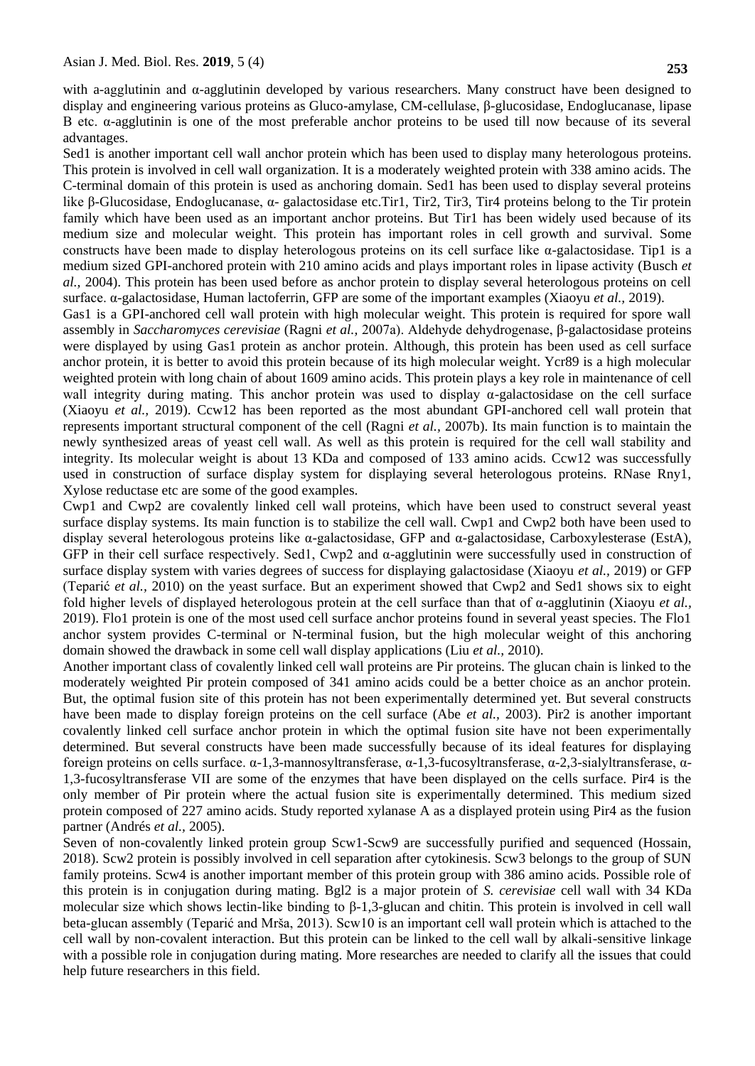with a-agglutinin and α-agglutinin developed by various researchers. Many construct have been designed to display and engineering various proteins as Gluco-amylase, CM-cellulase, β-glucosidase, Endoglucanase, lipase B etc. α-agglutinin is one of the most preferable anchor proteins to be used till now because of its several advantages.

Sed1 is another important cell wall anchor protein which has been used to display many heterologous proteins. This protein is involved in cell wall organization. It is a moderately weighted protein with 338 amino acids. The C-terminal domain of this protein is used as anchoring domain. Sed1 has been used to display several proteins like β-Glucosidase, Endoglucanase, α- galactosidase etc.Tir1, Tir2, Tir3, Tir4 proteins belong to the Tir protein family which have been used as an important anchor proteins. But Tir1 has been widely used because of its medium size and molecular weight. This protein has important roles in cell growth and survival. Some constructs have been made to display heterologous proteins on its cell surface like α-galactosidase. Tip1 is a medium sized GPI-anchored protein with 210 amino acids and plays important roles in lipase activity (Busch *et al.,* 2004). This protein has been used before as anchor protein to display several heterologous proteins on cell surface. α-galactosidase, Human lactoferrin, GFP are some of the important examples (Xiaoyu *et al.,* 2019).

Gas1 is a GPI-anchored cell wall protein with high molecular weight. This protein is required for spore wall assembly in *Saccharomyces cerevisiae* (Ragni *et al.,* 2007a). Aldehyde dehydrogenase, β-galactosidase proteins were displayed by using Gas1 protein as anchor protein. Although, this protein has been used as cell surface anchor protein, it is better to avoid this protein because of its high molecular weight. Ycr89 is a high molecular weighted protein with long chain of about 1609 amino acids. This protein plays a key role in maintenance of cell wall integrity during mating. This anchor protein was used to display α-galactosidase on the cell surface (Xiaoyu *et al.,* 2019). Ccw12 has been reported as the most abundant GPI-anchored cell wall protein that represents important structural component of the cell (Ragni *et al.,* 2007b). Its main function is to maintain the newly synthesized areas of yeast cell wall. As well as this protein is required for the cell wall stability and integrity. Its molecular weight is about 13 KDa and composed of 133 amino acids. Ccw12 was successfully used in construction of surface display system for displaying several heterologous proteins. RNase Rny1, Xylose reductase etc are some of the good examples.

Cwp1 and Cwp2 are covalently linked cell wall proteins, which have been used to construct several yeast surface display systems. Its main function is to stabilize the cell wall. Cwp1 and Cwp2 both have been used to display several heterologous proteins like α-galactosidase, GFP and α-galactosidase, Carboxylesterase (EstA), GFP in their cell surface respectively. Sed1, Cwp2 and α-agglutinin were successfully used in construction of surface display system with varies degrees of success for displaying galactosidase (Xiaoyu *et al.,* 2019) or GFP (Teparić *et al.,* 2010) on the yeast surface. But an experiment showed that Cwp2 and Sed1 shows six to eight fold higher levels of displayed heterologous protein at the cell surface than that of α-agglutinin (Xiaoyu *et al.,* 2019). Flo1 protein is one of the most used cell surface anchor proteins found in several yeast species. The Flo1 anchor system provides C-terminal or N-terminal fusion, but the high molecular weight of this anchoring domain showed the drawback in some cell wall display applications (Liu *et al.,* 2010).

Another important class of covalently linked cell wall proteins are Pir proteins. The glucan chain is linked to the moderately weighted Pir protein composed of 341 amino acids could be a better choice as an anchor protein. But, the optimal fusion site of this protein has not been experimentally determined yet. But several constructs have been made to display foreign proteins on the cell surface (Abe *et al.,* 2003). Pir2 is another important covalently linked cell surface anchor protein in which the optimal fusion site have not been experimentally determined. But several constructs have been made successfully because of its ideal features for displaying foreign proteins on cells surface. α-1,3-mannosyltransferase, α-1,3-fucosyltransferase, α-2,3-sialyltransferase, α-1,3-fucosyltransferase VII are some of the enzymes that have been displayed on the cells surface. Pir4 is the only member of Pir protein where the actual fusion site is experimentally determined. This medium sized protein composed of 227 amino acids. Study reported xylanase A as a displayed protein using Pir4 as the fusion partner (Andrés *et al.,* 2005).

Seven of non-covalently linked protein group Scw1-Scw9 are successfully purified and sequenced (Hossain, 2018). Scw2 protein is possibly involved in cell separation after cytokinesis. Scw3 belongs to the group of SUN family proteins. Scw4 is another important member of this protein group with 386 amino acids. Possible role of this protein is in conjugation during mating. Bgl2 is a major protein of *S. cerevisiae* cell wall with 34 KDa molecular size which shows lectin-like binding to β-1,3-glucan and chitin. This protein is involved in cell wall beta-glucan assembly (Teparić and Mrša, 2013). Scw10 is an important cell wall protein which is attached to the cell wall by non-covalent interaction. But this protein can be linked to the cell wall by alkali-sensitive linkage with a possible role in conjugation during mating. More researches are needed to clarify all the issues that could help future researchers in this field.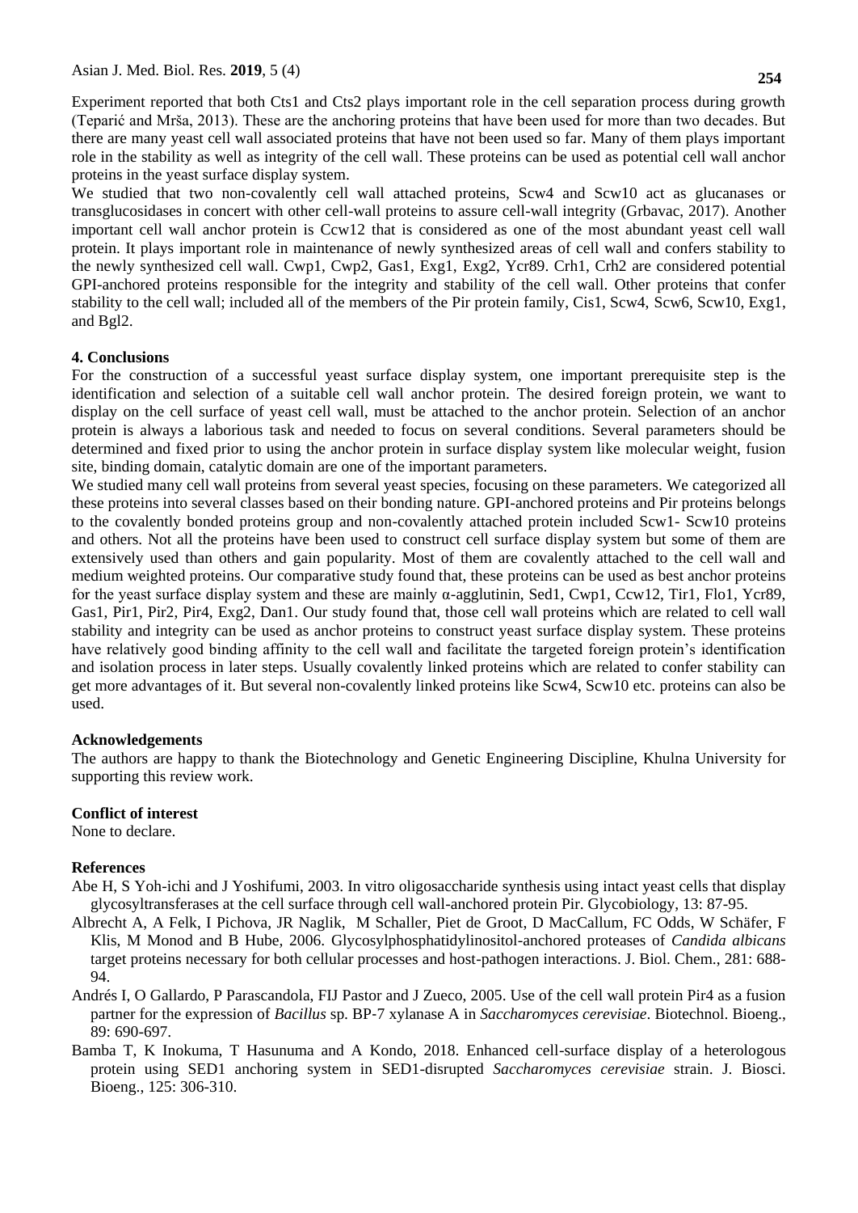Experiment reported that both Cts1 and Cts2 plays important role in the cell separation process during growth (Teparić and Mrša, 2013). These are the anchoring proteins that have been used for more than two decades. But there are many yeast cell wall associated proteins that have not been used so far. Many of them plays important role in the stability as well as integrity of the cell wall. These proteins can be used as potential cell wall anchor proteins in the yeast surface display system.

We studied that two non-covalently cell wall attached proteins, Scw4 and Scw10 act as glucanases or transglucosidases in concert with other cell-wall proteins to assure cell-wall integrity (Grbavac, 2017). Another important cell wall anchor protein is Ccw12 that is considered as one of the most abundant yeast cell wall protein. It plays important role in maintenance of newly synthesized areas of cell wall and confers stability to the newly synthesized cell wall. Cwp1, Cwp2, Gas1, Exg1, Exg2, Ycr89. Crh1, Crh2 are considered potential GPI-anchored proteins responsible for the integrity and stability of the cell wall. Other proteins that confer stability to the cell wall; included all of the members of the Pir protein family, Cis1, Scw4, Scw6, Scw10, Exg1, and Bgl2.

## 4. Conclusions

For the construction of a successful yeast surface display system, one important prerequisite step is the identification and selection of a suitable cell wall anchor protein. The desired foreign protein, we want to display on the cell surface of yeast cell wall, must be attached to the anchor protein. Selection of an anchor protein is always a laborious task and needed to focus on several conditions. Several parameters should be determined and fixed prior to using the anchor protein in surface display system like molecular weight, fusion site, binding domain, catalytic domain are one of the important parameters.

We studied many cell wall proteins from several yeast species, focusing on these parameters. We categorized all these proteins into several classes based on their bonding nature. GPI-anchored proteins and Pir proteins belongs to the covalently bonded proteins group and non-covalently attached protein included Scw1- Scw10 proteins and others. Not all the proteins have been used to construct cell surface display system but some of them are extensively used than others and gain popularity. Most of them are covalently attached to the cell wall and medium weighted proteins. Our comparative study found that, these proteins can be used as best anchor proteins for the yeast surface display system and these are mainly α-agglutinin, Sed1, Cwp1, Ccw12, Tir1, Flo1, Ycr89, Gas1, Pir1, Pir2, Pir4, Exg2, Dan1. Our study found that, those cell wall proteins which are related to cell wall stability and integrity can be used as anchor proteins to construct yeast surface display system. These proteins have relatively good binding affinity to the cell wall and facilitate the targeted foreign protein's identification and isolation process in later steps. Usually covalently linked proteins which are related to confer stability can get more advantages of it. But several non-covalently linked proteins like Scw4, Scw10 etc. proteins can also be used.

## Acknowledgements

The authors are happy to thank the Biotechnology and Genetic Engineering Discipline, Khulna University for supporting this review work.

## Conflict of interest

None to declare.

## References

Abe H, S Yoh-ichi and J Yoshifumi, 2003. In vitro oligosaccharide synthesis using intact yeast cells that display glycosyltransferases at the cell surface through cell wall-anchored protein Pir. Glycobiology, 13: 87-95.

Albrecht A, A Felk, I Pichova, JR Naglik, M Schaller, Piet de Groot, D MacCallum, FC Odds, W Schäfer, F Klis, M Monod and B Hube, 2006. Glycosylphosphatidylinositol-anchored proteases of *Candida albicans* target proteins necessary for both cellular processes and host-pathogen interactions. J. Biol. Chem., 281: 688-94.

Andrés I, O Gallardo, P Parascandola, FIJ Pastor and J Zueco, 2005. Use of the cell wall protein Pir4 as a fusion partner for the expression of *Bacillus* sp. BP-7 xylanase A in *Saccharomyces cerevisiae*. Biotechnol. Bioeng., 89: 690-697.

Bamba T, K Inokuma, T Hasunuma and A Kondo, 2018. Enhanced cell-surface display of a heterologous protein using SED1 anchoring system in SED1-disrupted *Saccharomyces cerevisiae* strain. J. Biosci. Bioeng., 125: 306-310.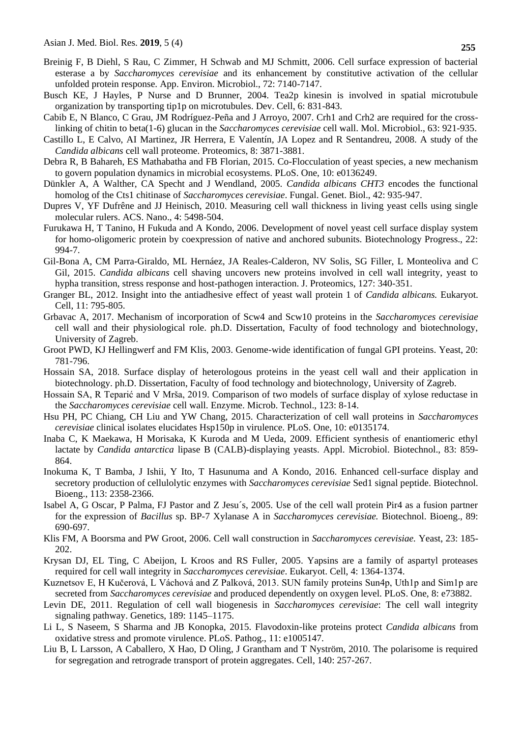Breinig F, B Diehl, S Rau, C Zimmer, H Schwab and MJ Schmitt, 2006. Cell surface expression of bacterial esterase a by *Saccharomyces cerevisiae* and its enhancement by constitutive activation of the cellular unfolded protein response. App. Environ. Microbiol., 72: 7140-7147.

Busch KE, J Hayles, P Nurse and D Brunner, 2004. Tea2p kinesin is involved in spatial microtubule organization by transporting tip1p on microtubules. Dev. Cell, 6: 831-843.

Cabib E, N Blanco, C Grau, JM Rodríguez-Peña and J Arroyo, 2007. Crh1 and Crh2 are required for the cross-linking of chitin to beta(1-6) glucan in the *Saccharomyces cerevisiae* cell wall. Mol. Microbiol., 63: 921-935.

Castillo L, E Calvo, AI Martinez, JR Herrera, E Valentín, JA Lopez and R Sentandreu, 2008. A study of the *Candida albicans* cell wall proteome. Proteomics, 8: 3871-3881.

Debra R, B Bahareh, ES Mathabatha and FB Florian, 2015. Co-Flocculation of yeast species, a new mechanism to govern population dynamics in microbial ecosystems. PLoS. One, 10: e0136249.

Dünkler A, A Walther, CA Specht and J Wendland, 2005. *Candida albicans CHT3* encodes the functional homolog of the Cts1 chitinase of *Saccharomyces cerevisiae*. Fungal. Genet. Biol., 42: 935-947.

Dupres V, YF Dufrêne and JJ Heinisch, 2010. Measuring cell wall thickness in living yeast cells using single molecular rulers. ACS. Nano., 4: 5498-504.

Furukawa H, T Tanino, H Fukuda and A Kondo, 2006. Development of novel yeast cell surface display system for homo-oligomeric protein by coexpression of native and anchored subunits. Biotechnology Progress., 22: 994-7.

Gil-Bona A, CM Parra-Giraldo, ML Hernáez, JA Reales-Calderon, NV Solis, SG Filler, L Monteoliva and C Gil, 2015. *Candida albicans* cell shaving uncovers new proteins involved in cell wall integrity, yeast to hypha transition, stress response and host-pathogen interaction. J. Proteomics, 127: 340-351.

Granger BL, 2012. Insight into the antiadhesive effect of yeast wall protein 1 of *Candida albicans.* Eukaryot. Cell, 11: 795-805.

Grbavac A, 2017. Mechanism of incorporation of Scw4 and Scw10 proteins in the *Saccharomyces cerevisiae* cell wall and their physiological role. ph.D. Dissertation, Faculty of food technology and biotechnology, University of Zagreb.

Groot PWD, KJ Hellingwerf and FM Klis, 2003. Genome-wide identification of fungal GPI proteins. Yeast, 20: 781-796.

Hossain SA, 2018. Surface display of heterologous proteins in the yeast cell wall and their application in biotechnology. ph.D. Dissertation, Faculty of food technology and biotechnology, University of Zagreb.

Hossain SA, R Teparić and V Mrša, 2019. Comparison of two models of surface display of xylose reductase in the *Saccharomyces cerevisiae* cell wall. Enzyme. Microb. Technol., 123: 8-14.

Hsu PH, PC Chiang, CH Liu and YW Chang, 2015. Characterization of cell wall proteins in *Saccharomyces cerevisiae* clinical isolates elucidates Hsp150p in virulence. PLoS. One, 10: e0135174.

Inaba C, K Maekawa, H Morisaka, K Kuroda and M Ueda, 2009. Efficient synthesis of enantiomeric ethyl lactate by *Candida antarctica* lipase B (CALB)-displaying yeasts. Appl. Microbiol. Biotechnol., 83: 859-864.

Inokuma K, T Bamba, J Ishii, Y Ito, T Hasunuma and A Kondo, 2016. Enhanced cell-surface display and secretory production of cellulolytic enzymes with *Saccharomyces cerevisiae* Sed1 signal peptide. Biotechnol. Bioeng., 113: 2358-2366.

Isabel A, G Oscar, P Palma, FJ Pastor and Z Jesu´s, 2005. Use of the cell wall protein Pir4 as a fusion partner for the expression of *Bacillus* sp. BP-7 Xylanase A in *Saccharomyces cerevisiae.* Biotechnol. Bioeng., 89: 690-697.

Klis FM, A Boorsma and PW Groot, 2006. Cell wall construction in *Saccharomyces cerevisiae.* Yeast, 23: 185-202.

Krysan DJ, EL Ting, C Abeijon, L Kroos and RS Fuller, 2005. Yapsins are a family of aspartyl proteases required for cell wall integrity in *Saccharomyces cerevisiae*. Eukaryot. Cell, 4: 1364-1374.

Kuznetsov E, H Kučerová, L Váchová and Z Palková, 2013. SUN family proteins Sun4p, Uth1p and Sim1p are secreted from *Saccharomyces cerevisiae* and produced dependently on oxygen level. PLoS. One, 8: e73882.

Levin DE, 2011. Regulation of cell wall biogenesis in *Saccharomyces cerevisiae*: The cell wall integrity signaling pathway. Genetics, 189: 1145–1175.

Li L, S Naseem, S Sharma and JB Konopka, 2015. Flavodoxin-like proteins protect *Candida albicans* from oxidative stress and promote virulence. PLoS. Pathog., 11: e1005147.

Liu B, L Larsson, A Caballero, X Hao, D Oling, J Grantham and T Nyström, 2010. The polarisome is required for segregation and retrograde transport of protein aggregates. Cell, 140: 257-267.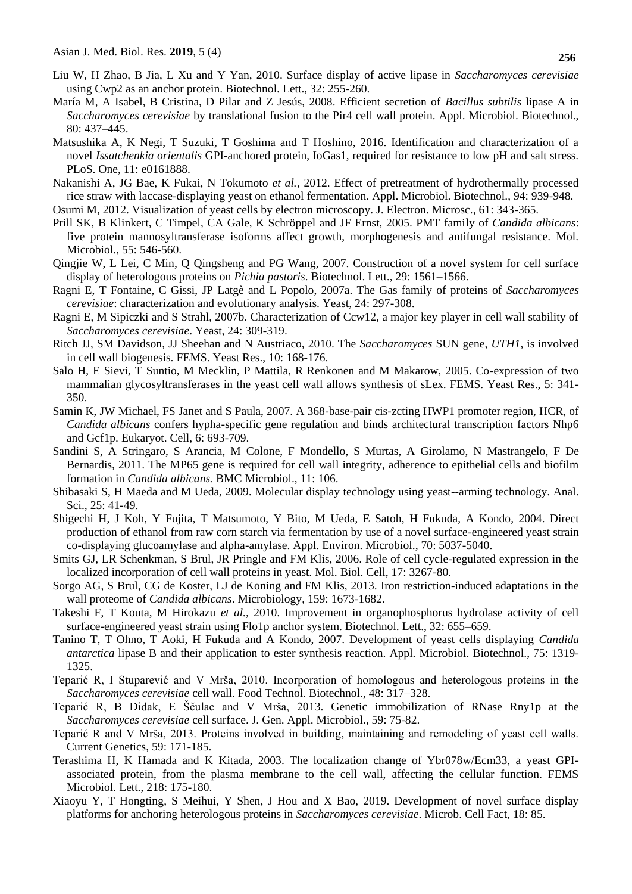Liu W, H Zhao, B Jia, L Xu and Y Yan, 2010. Surface display of active lipase in *Saccharomyces cerevisiae* using Cwp2 as an anchor protein. Biotechnol. Lett., 32: 255-260.

María M, A Isabel, B Cristina, D Pilar and Z Jesús, 2008. Efficient secretion of *Bacillus subtilis* lipase A in *Saccharomyces cerevisiae* by translational fusion to the Pir4 cell wall protein. Appl. Microbiol. Biotechnol., 80: 437–445.

Matsushika A, K Negi, T Suzuki, T Goshima and T Hoshino, 2016. Identification and characterization of a novel *Issatchenkia orientalis* GPI-anchored protein, IoGas1, required for resistance to low pH and salt stress. PLoS. One, 11: e0161888.

Nakanishi A, JG Bae, K Fukai, N Tokumoto *et al.,* 2012. Effect of pretreatment of hydrothermally processed rice straw with laccase-displaying yeast on ethanol fermentation. Appl. Microbiol. Biotechnol., 94: 939-948.

Osumi M, 2012. Visualization of yeast cells by electron microscopy. J. Electron. Microsc., 61: 343-365.

Prill SK, B Klinkert, C Timpel, CA Gale, K Schröppel and JF Ernst, 2005. PMT family of *Candida albicans*: five protein mannosyltransferase isoforms affect growth, morphogenesis and antifungal resistance. Mol. Microbiol., 55: 546-560.

Qingjie W, L Lei, C Min, Q Qingsheng and PG Wang, 2007. Construction of a novel system for cell surface display of heterologous proteins on *Pichia pastoris*. Biotechnol. Lett., 29: 1561–1566.

Ragni E, T Fontaine, C Gissi, JP Latgè and L Popolo, 2007a. The Gas family of proteins of *Saccharomyces cerevisiae*: characterization and evolutionary analysis. Yeast, 24: 297-308.

Ragni E, M Sipiczki and S Strahl, 2007b. Characterization of Ccw12, a major key player in cell wall stability of *Saccharomyces cerevisiae*. Yeast, 24: 309-319.

Ritch JJ, SM Davidson, JJ Sheehan and N Austriaco, 2010. The *Saccharomyces* SUN gene, *UTH1*, is involved in cell wall biogenesis. FEMS. Yeast Res., 10: 168-176.

Salo H, E Sievi, T Suntio, M Mecklin, P Mattila, R Renkonen and M Makarow, 2005. Co-expression of two mammalian glycosyltransferases in the yeast cell wall allows synthesis of sLex. FEMS. Yeast Res., 5: 341-350.

Samin K, JW Michael, FS Janet and S Paula, 2007. A 368-base-pair cis-zcting HWP1 promoter region, HCR, of *Candida albicans* confers hypha-specific gene regulation and binds architectural transcription factors Nhp6 and Gcf1p. Eukaryot. Cell, 6: 693-709.

Sandini S, A Stringaro, S Arancia, M Colone, F Mondello, S Murtas, A Girolamo, N Mastrangelo, F De Bernardis, 2011. The MP65 gene is required for cell wall integrity, adherence to epithelial cells and biofilm formation in *Candida albicans.* BMC Microbiol., 11: 106.

Shibasaki S, H Maeda and M Ueda, 2009. Molecular display technology using yeast--arming technology. Anal. Sci., 25: 41-49.

Shigechi H, J Koh, Y Fujita, T Matsumoto, Y Bito, M Ueda, E Satoh, H Fukuda, A Kondo, 2004. Direct production of ethanol from raw corn starch via fermentation by use of a novel surface-engineered yeast strain co-displaying glucoamylase and alpha-amylase. Appl. Environ. Microbiol., 70: 5037-5040.

Smits GJ, LR Schenkman, S Brul, JR Pringle and FM Klis, 2006. Role of cell cycle-regulated expression in the localized incorporation of cell wall proteins in yeast. Mol. Biol. Cell, 17: 3267-80.

Sorgo AG, S Brul, CG de Koster, LJ de Koning and FM Klis, 2013. Iron restriction-induced adaptations in the wall proteome of *Candida albicans*. Microbiology, 159: 1673-1682.

Takeshi F, T Kouta, M Hirokazu *et al.,* 2010. Improvement in organophosphorus hydrolase activity of cell surface-engineered yeast strain using Flo1p anchor system. Biotechnol. Lett., 32: 655–659.

Tanino T, T Ohno, T Aoki, H Fukuda and A Kondo, 2007. Development of yeast cells displaying *Candida antarctica* lipase B and their application to ester synthesis reaction. Appl. Microbiol. Biotechnol., 75: 1319-1325.

Teparić R, I Stuparević and V Mrša, 2010. Incorporation of homologous and heterologous proteins in the *Saccharomyces cerevisiae* cell wall. Food Technol. Biotechnol., 48: 317–328.

Teparić R, B Didak, E Ščulac and V Mrša, 2013. Genetic immobilization of RNase Rny1p at the *Saccharomyces cerevisiae* cell surface. J. Gen. Appl. Microbiol., 59: 75-82.

Teparić R and V Mrša, 2013. Proteins involved in building, maintaining and remodeling of yeast cell walls. Current Genetics, 59: 171-185.

Terashima H, K Hamada and K Kitada, 2003. The localization change of Ybr078w/Ecm33, a yeast GPI-associated protein, from the plasma membrane to the cell wall, affecting the cellular function. FEMS Microbiol. Lett., 218: 175-180.

Xiaoyu Y, T Hongting, S Meihui, Y Shen, J Hou and X Bao, 2019. Development of novel surface display platforms for anchoring heterologous proteins in *Saccharomyces cerevisiae*. Microb. Cell Fact, 18: 85.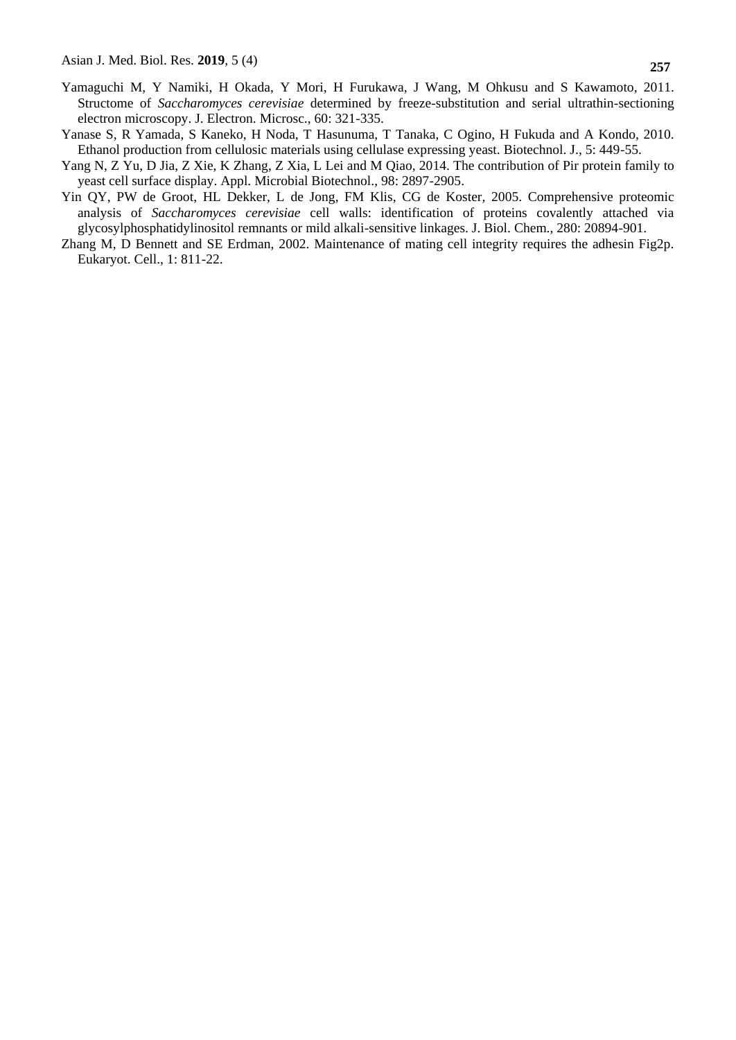Yamaguchi M, Y Namiki, H Okada, Y Mori, H Furukawa, J Wang, M Ohkusu and S Kawamoto, 2011. Structome of *Saccharomyces cerevisiae* determined by freeze-substitution and serial ultrathin-sectioning electron microscopy. J. Electron. Microsc., 60: 321-335.

Yanase S, R Yamada, S Kaneko, H Noda, T Hasunuma, T Tanaka, C Ogino, H Fukuda and A Kondo, 2010. Ethanol production from cellulosic materials using cellulase expressing yeast. Biotechnol. J., 5: 449-55.

Yang N, Z Yu, D Jia, Z Xie, K Zhang, Z Xia, L Lei and M Qiao, 2014. The contribution of Pir protein family to yeast cell surface display. Appl. Microbial Biotechnol., 98: 2897-2905.

Yin QY, PW de Groot, HL Dekker, L de Jong, FM Klis, CG de Koster, 2005. Comprehensive proteomic analysis of *Saccharomyces cerevisiae* cell walls: identification of proteins covalently attached via glycosylphosphatidylinositol remnants or mild alkali-sensitive linkages. J. Biol. Chem., 280: 20894-901.

Zhang M, D Bennett and SE Erdman, 2002. Maintenance of mating cell integrity requires the adhesin Fig2p. Eukaryot. Cell., 1: 811-22.